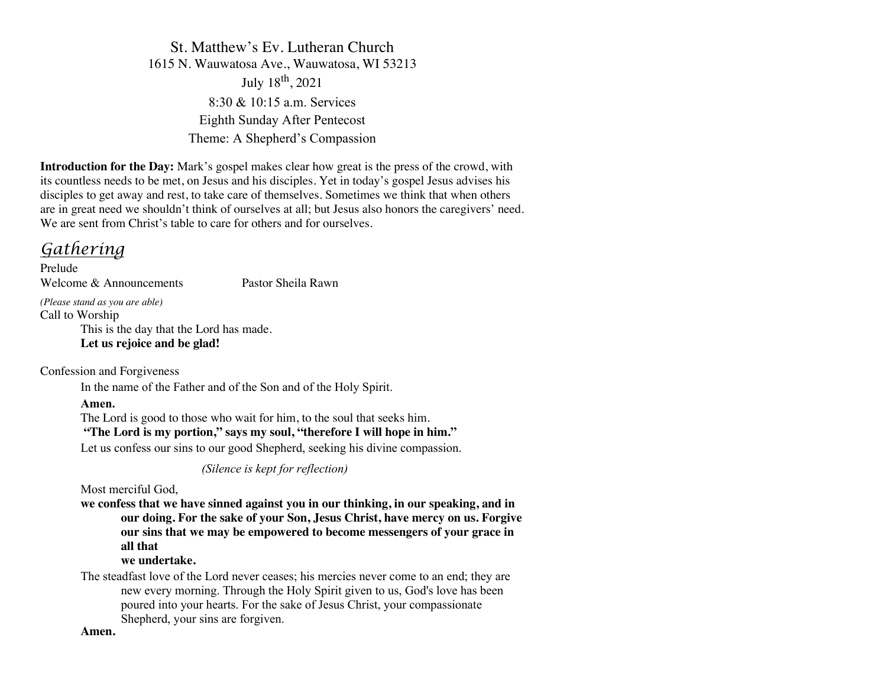# St. Matthew's Ev. Lutheran Church

1615 N. Wauwatosa Ave., Wauwatosa, WI 53213

July 18th, 2021

8:30 & 10:15 a.m. Services

Eighth Sunday After Pentecost

Theme: A Shepherd's Compassion

**Introduction for the Day:** Mark's gospel makes clear how great is the press of the crowd, with its countless needs to be met, on Jesus and his disciples. Yet in today's gospel Jesus advises his disciples to get away and rest, to take care of themselves. Sometimes we think that when others are in great need we shouldn't think of ourselves at all; but Jesus also honors the caregivers' need. We are sent from Christ's table to care for others and for ourselves.

## *Gathering*

Prelude

Welcome & Announcements Pastor Sheila Rawn

*(Please stand as you are able)*

Call to Worship

This is the day that the Lord has made.
**Let us rejoice and be glad!**

Confession and Forgiveness

In the name of the Father and of the Son and of the Holy Spirit.

**Amen.**

The Lord is good to those who wait for him, to the soul that seeks him.
**"The Lord is my portion," says my soul, "therefore I will hope in him."**

Let us confess our sins to our good Shepherd, seeking his divine compassion.

*(Silence is kept for reflection)*

Most merciful God,
**we confess that we have sinned against you in our thinking, in our speaking, and in our doing. For the sake of your Son, Jesus Christ, have mercy on us. Forgive our sins that we may be empowered to become messengers of your grace in all that we undertake.**

The steadfast love of the Lord never ceases; his mercies never come to an end; they are new every morning. Through the Holy Spirit given to us, God's love has been poured into your hearts. For the sake of Jesus Christ, your compassionate Shepherd, your sins are forgiven.

**Amen.**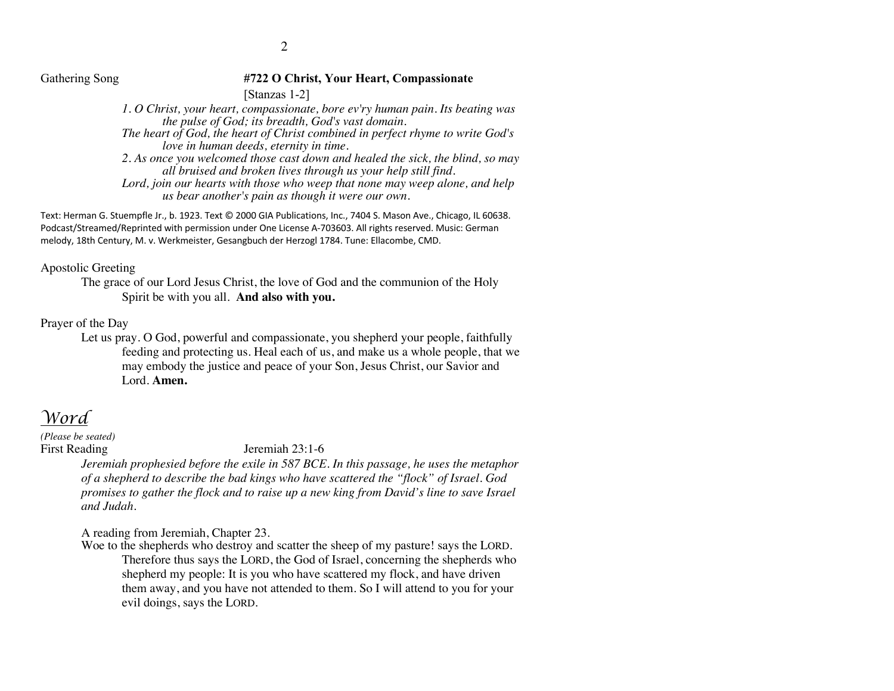Gathering Song **#722 O Christ, Your Heart, Compassionate**

[Stanzas 1-2]

*1. O Christ, your heart, compassionate, bore ev'ry human pain. Its beating was the pulse of God; its breadth, God's vast domain.*
*The heart of God, the heart of Christ combined in perfect rhyme to write God's love in human deeds, eternity in time.*
*2. As once you welcomed those cast down and healed the sick, the blind, so may all bruised and broken lives through us your help still find.*
*Lord, join our hearts with those who weep that none may weep alone, and help us bear another's pain as though it were our own.*

Text: Herman G. Stuempfle Jr., b. 1923. Text © 2000 GIA Publications, Inc., 7404 S. Mason Ave., Chicago, IL 60638. Podcast/Streamed/Reprinted with permission under One License A-703603. All rights reserved. Music: German melody, 18th Century, M. v. Werkmeister, Gesangbuch der Herzogl 1784. Tune: Ellacombe, CMD.

Apostolic Greeting

The grace of our Lord Jesus Christ, the love of God and the communion of the Holy Spirit be with you all. **And also with you.**

Prayer of the Day

Let us pray. O God, powerful and compassionate, you shepherd your people, faithfully feeding and protecting us. Heal each of us, and make us a whole people, that we may embody the justice and peace of your Son, Jesus Christ, our Savior and Lord. **Amen.**

# *Word*

*(Please be seated)*

First Reading Jeremiah 23:1-6

*Jeremiah prophesied before the exile in 587 BCE. In this passage, he uses the metaphor of a shepherd to describe the bad kings who have scattered the "flock" of Israel. God promises to gather the flock and to raise up a new king from David's line to save Israel and Judah.*

A reading from Jeremiah, Chapter 23.

Woe to the shepherds who destroy and scatter the sheep of my pasture! says the LORD. Therefore thus says the LORD, the God of Israel, concerning the shepherds who shepherd my people: It is you who have scattered my flock, and have driven them away, and you have not attended to them. So I will attend to you for your evil doings, says the LORD.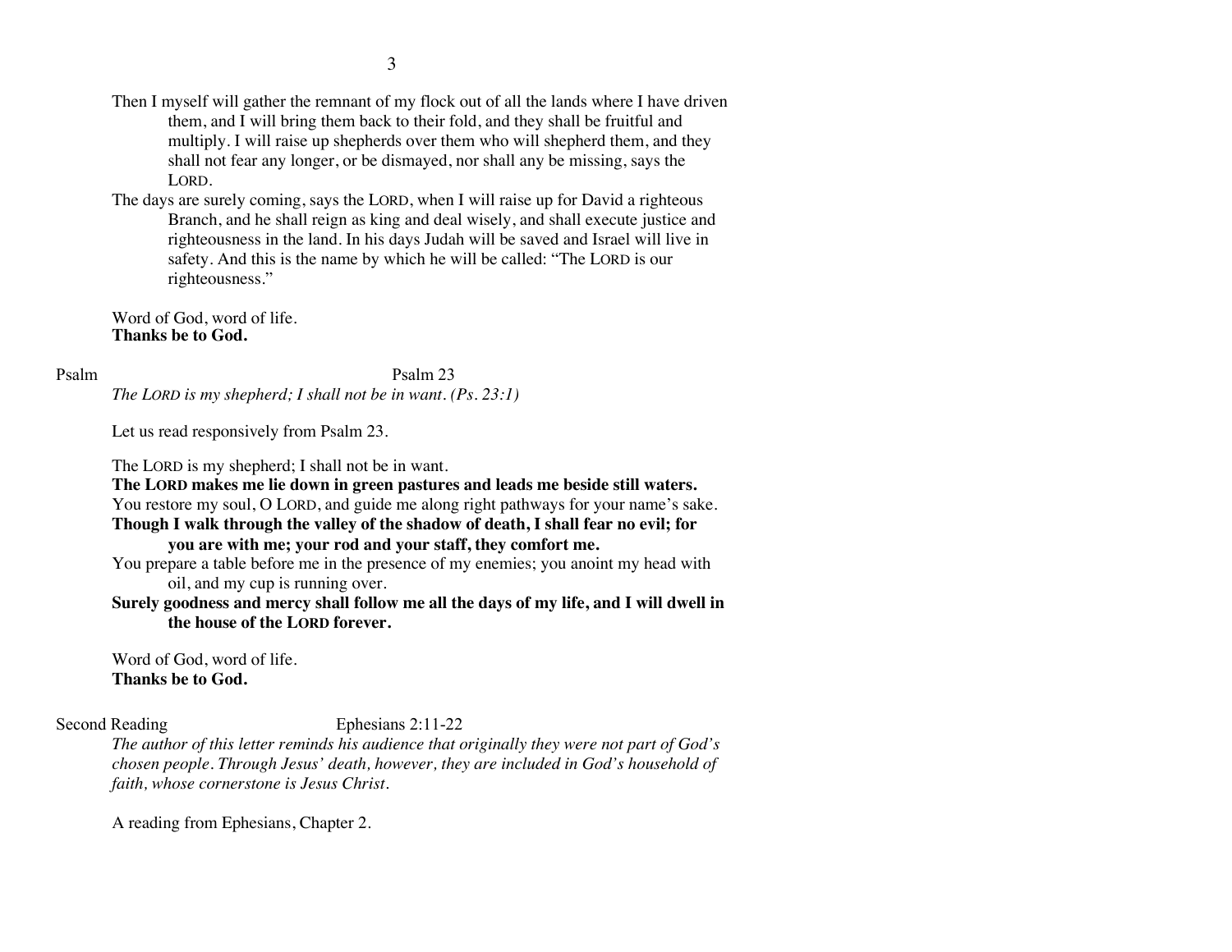Then I myself will gather the remnant of my flock out of all the lands where I have driven them, and I will bring them back to their fold, and they shall be fruitful and multiply. I will raise up shepherds over them who will shepherd them, and they shall not fear any longer, or be dismayed, nor shall any be missing, says the LORD.

The days are surely coming, says the LORD, when I will raise up for David a righteous Branch, and he shall reign as king and deal wisely, and shall execute justice and righteousness in the land. In his days Judah will be saved and Israel will live in safety. And this is the name by which he will be called: "The LORD is our righteousness."

Word of God, word of life.
**Thanks be to God.**

Psalm — Psalm 23

*The LORD is my shepherd; I shall not be in want. (Ps. 23:1)*

Let us read responsively from Psalm 23.

The LORD is my shepherd; I shall not be in want.
**The LORD makes me lie down in green pastures and leads me beside still waters.**
You restore my soul, O LORD, and guide me along right pathways for your name's sake.
**Though I walk through the valley of the shadow of death, I shall fear no evil; for you are with me; your rod and your staff, they comfort me.**
You prepare a table before me in the presence of my enemies; you anoint my head with oil, and my cup is running over.
**Surely goodness and mercy shall follow me all the days of my life, and I will dwell in the house of the LORD forever.**

Word of God, word of life.
**Thanks be to God.**

Second Reading — Ephesians 2:11-22

*The author of this letter reminds his audience that originally they were not part of God's chosen people. Through Jesus' death, however, they are included in God's household of faith, whose cornerstone is Jesus Christ.*

A reading from Ephesians, Chapter 2.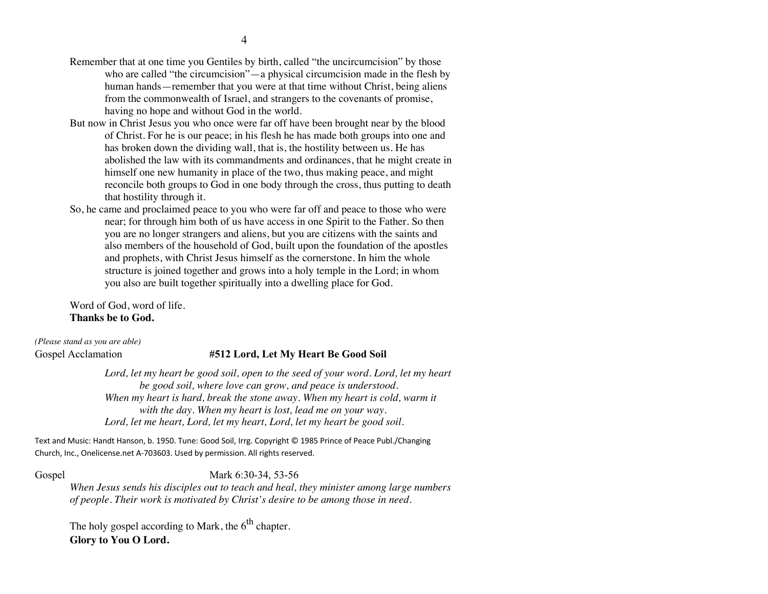Remember that at one time you Gentiles by birth, called "the uncircumcision" by those who are called "the circumcision"—a physical circumcision made in the flesh by human hands—remember that you were at that time without Christ, being aliens from the commonwealth of Israel, and strangers to the covenants of promise, having no hope and without God in the world.

But now in Christ Jesus you who once were far off have been brought near by the blood of Christ. For he is our peace; in his flesh he has made both groups into one and has broken down the dividing wall, that is, the hostility between us. He has abolished the law with its commandments and ordinances, that he might create in himself one new humanity in place of the two, thus making peace, and might reconcile both groups to God in one body through the cross, thus putting to death that hostility through it.

So, he came and proclaimed peace to you who were far off and peace to those who were near; for through him both of us have access in one Spirit to the Father. So then you are no longer strangers and aliens, but you are citizens with the saints and also members of the household of God, built upon the foundation of the apostles and prophets, with Christ Jesus himself as the cornerstone. In him the whole structure is joined together and grows into a holy temple in the Lord; in whom you also are built together spiritually into a dwelling place for God.

Word of God, word of life.
**Thanks be to God.**

*(Please stand as you are able)*

Gospel Acclamation **#512 Lord, Let My Heart Be Good Soil**

*Lord, let my heart be good soil, open to the seed of your word. Lord, let my heart be good soil, where love can grow, and peace is understood.*
*When my heart is hard, break the stone away. When my heart is cold, warm it with the day. When my heart is lost, lead me on your way.*
*Lord, let me heart, Lord, let my heart, Lord, let my heart be good soil.*

Text and Music: Handt Hanson, b. 1950. Tune: Good Soil, Irrg. Copyright © 1985 Prince of Peace Publ./Changing Church, Inc., Onelicense.net A-703603. Used by permission. All rights reserved.

Gospel Mark 6:30-34, 53-56

*When Jesus sends his disciples out to teach and heal, they minister among large numbers of people. Their work is motivated by Christ's desire to be among those in need.*

The holy gospel according to Mark, the 6th chapter.
**Glory to You O Lord.**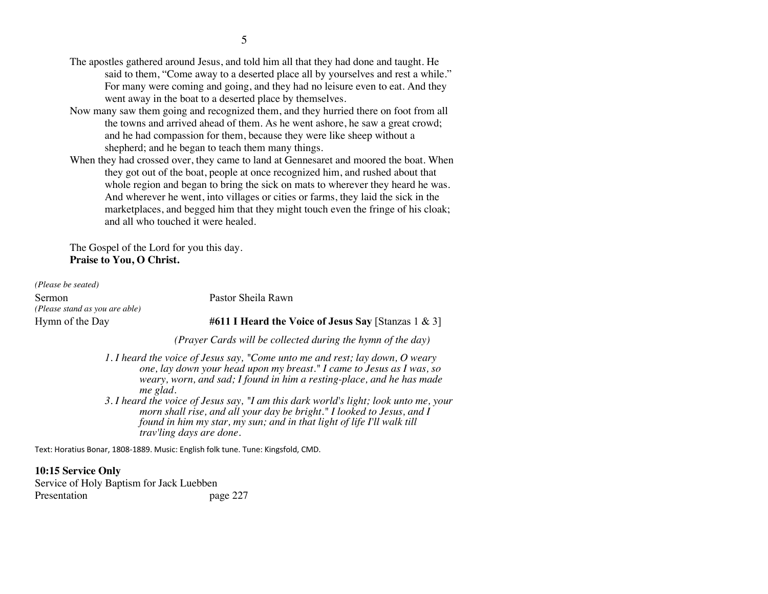The apostles gathered around Jesus, and told him all that they had done and taught. He said to them, "Come away to a deserted place all by yourselves and rest a while." For many were coming and going, and they had no leisure even to eat. And they went away in the boat to a deserted place by themselves.

Now many saw them going and recognized them, and they hurried there on foot from all the towns and arrived ahead of them. As he went ashore, he saw a great crowd; and he had compassion for them, because they were like sheep without a shepherd; and he began to teach them many things.

When they had crossed over, they came to land at Gennesaret and moored the boat. When they got out of the boat, people at once recognized him, and rushed about that whole region and began to bring the sick on mats to wherever they heard he was. And wherever he went, into villages or cities or farms, they laid the sick in the marketplaces, and begged him that they might touch even the fringe of his cloak; and all who touched it were healed.

The Gospel of the Lord for you this day.
**Praise to You, O Christ.**

*(Please be seated)*

Sermon — Pastor Sheila Rawn

*(Please stand as you are able)*

Hymn of the Day — **#611 I Heard the Voice of Jesus Say** [Stanzas 1 & 3]

*(Prayer Cards will be collected during the hymn of the day)*

*1. I heard the voice of Jesus say, "Come unto me and rest; lay down, O weary one, lay down your head upon my breast." I came to Jesus as I was, so weary, worn, and sad; I found in him a resting-place, and he has made me glad.*

*3. I heard the voice of Jesus say, "I am this dark world's light; look unto me, your morn shall rise, and all your day be bright." I looked to Jesus, and I found in him my star, my sun; and in that light of life I'll walk till trav'ling days are done.*

Text: Horatius Bonar, 1808-1889. Music: English folk tune. Tune: Kingsfold, CMD.

**10:15 Service Only**

Service of Holy Baptism for Jack Luebben

Presentation — page 227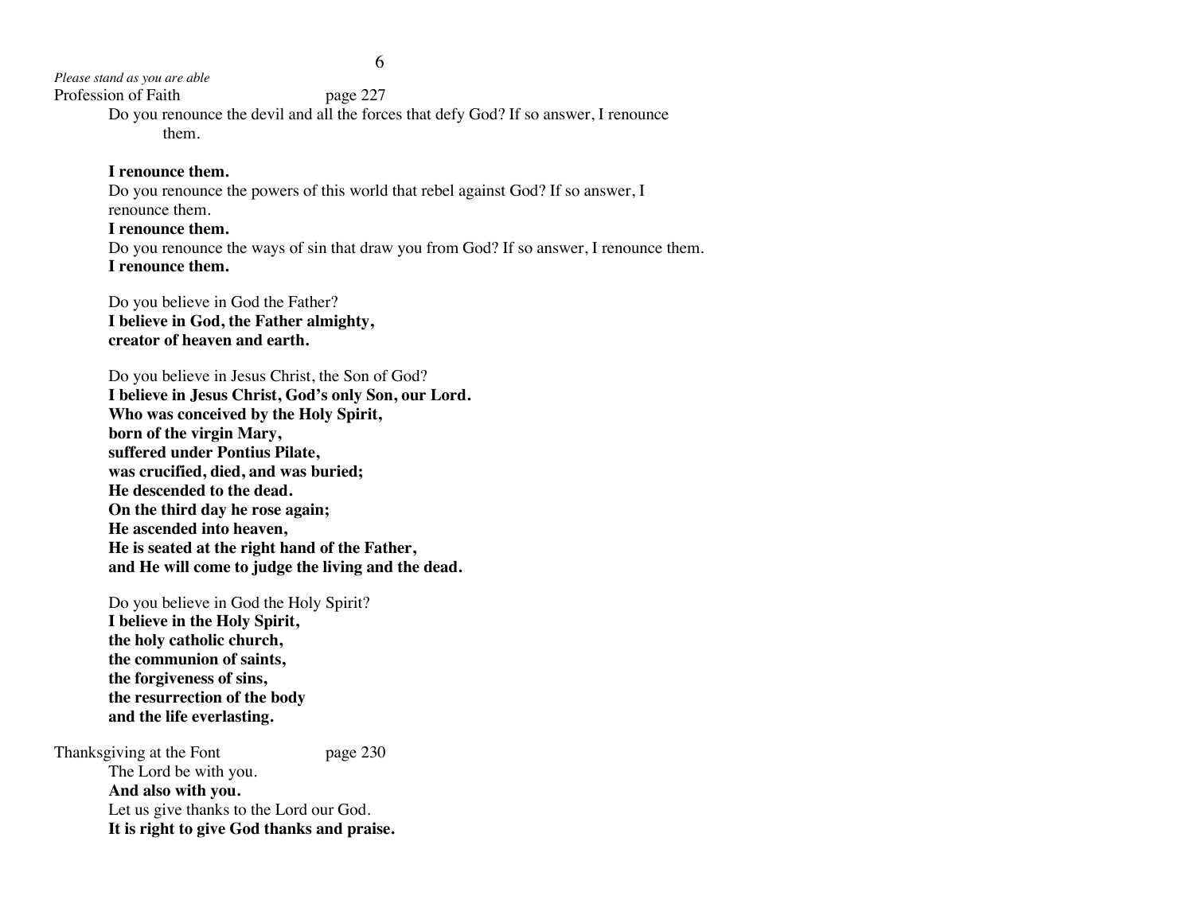*Please stand as you are able*

Profession of Faith page 227

Do you renounce the devil and all the forces that defy God? If so answer, I renounce them.

**I renounce them.**

Do you renounce the powers of this world that rebel against God? If so answer, I renounce them.

**I renounce them.**

Do you renounce the ways of sin that draw you from God? If so answer, I renounce them.

**I renounce them.**

Do you believe in God the Father?

**I believe in God, the Father almighty,**
**creator of heaven and earth.**

Do you believe in Jesus Christ, the Son of God?

**I believe in Jesus Christ, God's only Son, our Lord.**
**Who was conceived by the Holy Spirit,**
**born of the virgin Mary,**
**suffered under Pontius Pilate,**
**was crucified, died, and was buried;**
**He descended to the dead.**
**On the third day he rose again;**
**He ascended into heaven,**
**He is seated at the right hand of the Father,**
**and He will come to judge the living and the dead.**

Do you believe in God the Holy Spirit?

**I believe in the Holy Spirit,**
**the holy catholic church,**
**the communion of saints,**
**the forgiveness of sins,**
**the resurrection of the body**
**and the life everlasting.**

Thanksgiving at the Font page 230

The Lord be with you.

**And also with you.**

Let us give thanks to the Lord our God.

**It is right to give God thanks and praise.**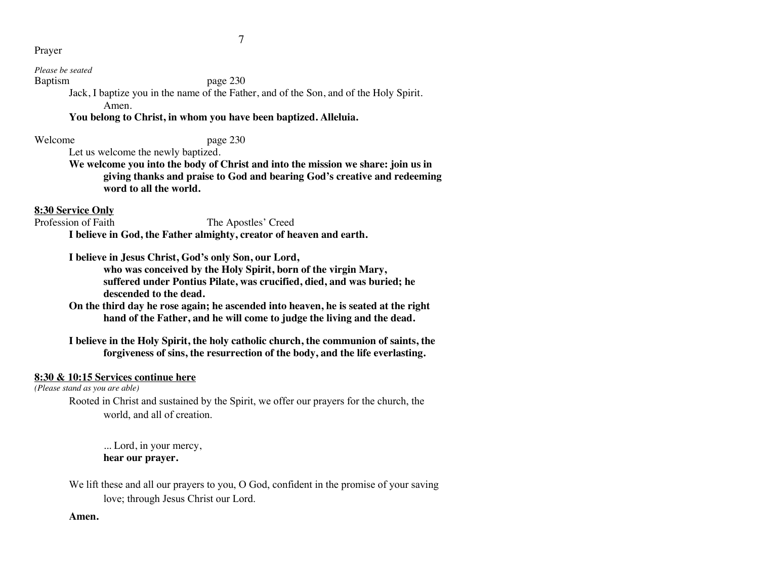Prayer

*Please be seated*

Baptism page 230

Jack, I baptize you in the name of the Father, and of the Son, and of the Holy Spirit.
Amen.

**You belong to Christ, in whom you have been baptized. Alleluia.**

Welcome page 230

Let us welcome the newly baptized.

**We welcome you into the body of Christ and into the mission we share: join us in giving thanks and praise to God and bearing God's creative and redeeming word to all the world.**

**<u>8:30 Service Only</u>**

Profession of Faith The Apostles' Creed

**I believe in God, the Father almighty, creator of heaven and earth.**

**I believe in Jesus Christ, God's only Son, our Lord,**
**who was conceived by the Holy Spirit, born of the virgin Mary,**
**suffered under Pontius Pilate, was crucified, died, and was buried; he descended to the dead.**
**On the third day he rose again; he ascended into heaven, he is seated at the right hand of the Father, and he will come to judge the living and the dead.**

**I believe in the Holy Spirit, the holy catholic church, the communion of saints, the forgiveness of sins, the resurrection of the body, and the life everlasting.**

**<u>8:30 & 10:15 Services continue here</u>**

*(Please stand as you are able)*

Rooted in Christ and sustained by the Spirit, we offer our prayers for the church, the world, and all of creation.

... Lord, in your mercy,
**hear our prayer.**

We lift these and all our prayers to you, O God, confident in the promise of your saving love; through Jesus Christ our Lord.

**Amen.**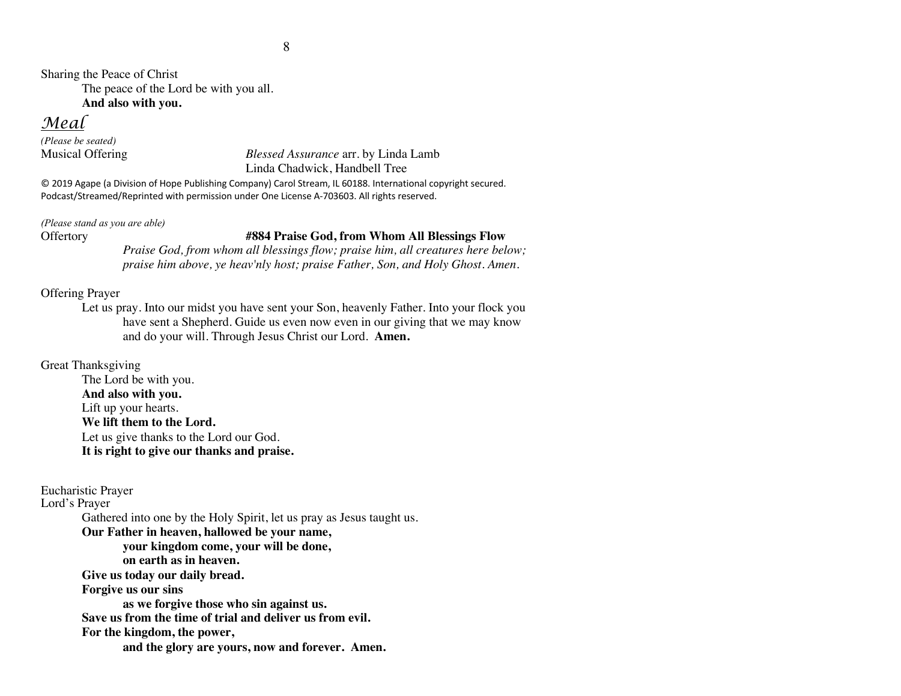Sharing the Peace of Christ

The peace of the Lord be with you all.
**And also with you.**

## *Meal*

*(Please be seated)*

Musical Offering *Blessed Assurance* arr. by Linda Lamb
Linda Chadwick, Handbell Tree

© 2019 Agape (a Division of Hope Publishing Company) Carol Stream, IL 60188. International copyright secured. Podcast/Streamed/Reprinted with permission under One License A-703603. All rights reserved.

*(Please stand as you are able)*

Offertory **#884 Praise God, from Whom All Blessings Flow**

*Praise God, from whom all blessings flow; praise him, all creatures here below; praise him above, ye heav'nly host; praise Father, Son, and Holy Ghost. Amen.*

Offering Prayer

Let us pray. Into our midst you have sent your Son, heavenly Father. Into your flock you have sent a Shepherd. Guide us even now even in our giving that we may know and do your will. Through Jesus Christ our Lord. **Amen.**

Great Thanksgiving

The Lord be with you.
**And also with you.**
Lift up your hearts.
**We lift them to the Lord.**
Let us give thanks to the Lord our God.
**It is right to give our thanks and praise.**

Eucharistic Prayer

Lord's Prayer

Gathered into one by the Holy Spirit, let us pray as Jesus taught us.
**Our Father in heaven, hallowed be your name,**
**your kingdom come, your will be done,**
**on earth as in heaven.**
**Give us today our daily bread.**
**Forgive us our sins**
**as we forgive those who sin against us.**
**Save us from the time of trial and deliver us from evil.**
**For the kingdom, the power,**
**and the glory are yours, now and forever. Amen.**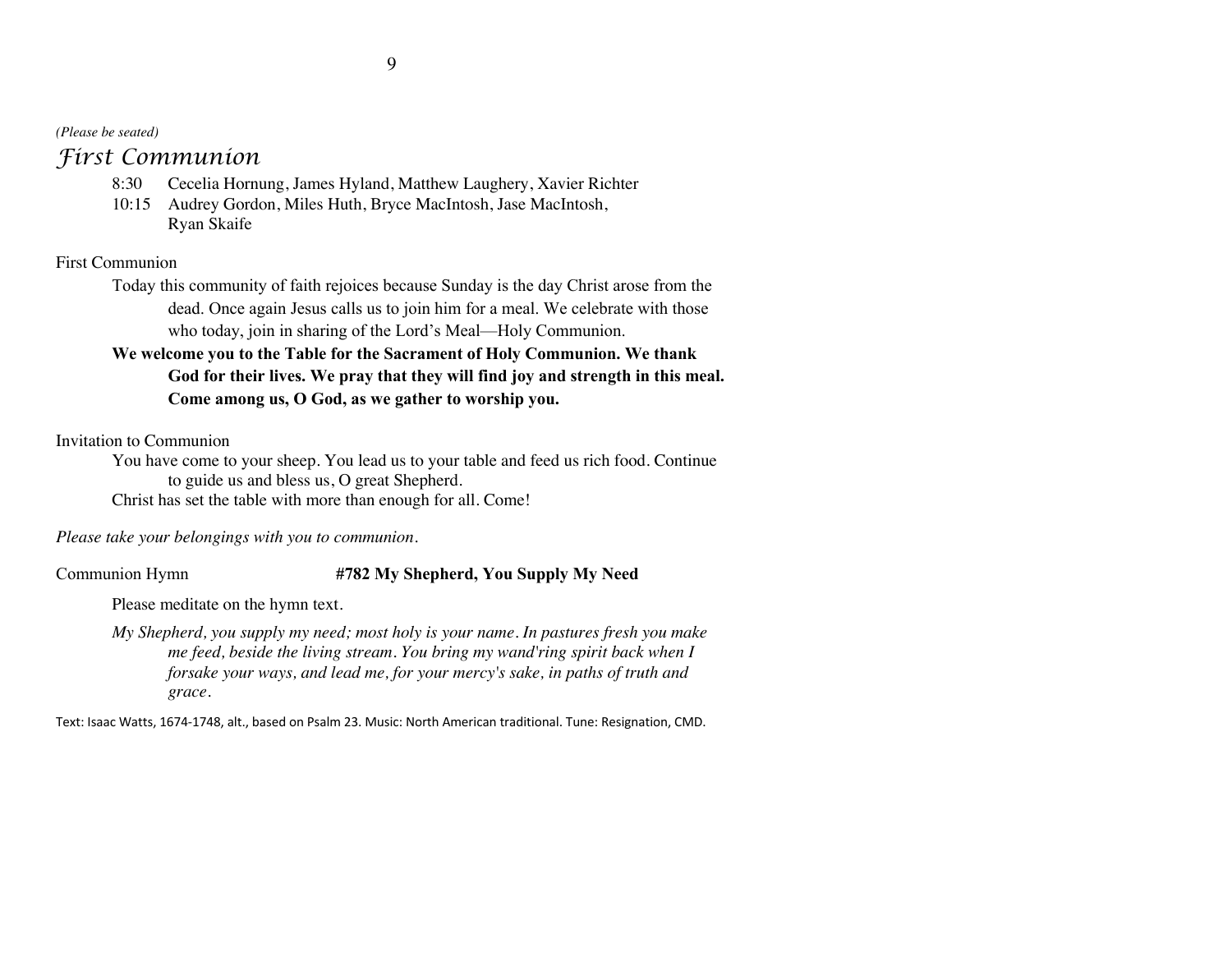*(Please be seated)*

## *First Communion*

8:30 Cecelia Hornung, James Hyland, Matthew Laughery, Xavier Richter
10:15 Audrey Gordon, Miles Huth, Bryce MacIntosh, Jase MacIntosh, Ryan Skaife

First Communion

Today this community of faith rejoices because Sunday is the day Christ arose from the dead. Once again Jesus calls us to join him for a meal. We celebrate with those who today, join in sharing of the Lord's Meal—Holy Communion.

**We welcome you to the Table for the Sacrament of Holy Communion. We thank God for their lives. We pray that they will find joy and strength in this meal. Come among us, O God, as we gather to worship you.**

Invitation to Communion

You have come to your sheep. You lead us to your table and feed us rich food. Continue to guide us and bless us, O great Shepherd.
Christ has set the table with more than enough for all. Come!

*Please take your belongings with you to communion.*

Communion Hymn **#782 My Shepherd, You Supply My Need**

Please meditate on the hymn text.

*My Shepherd, you supply my need; most holy is your name. In pastures fresh you make me feed, beside the living stream. You bring my wand'ring spirit back when I forsake your ways, and lead me, for your mercy's sake, in paths of truth and grace.*

Text: Isaac Watts, 1674-1748, alt., based on Psalm 23. Music: North American traditional. Tune: Resignation, CMD.